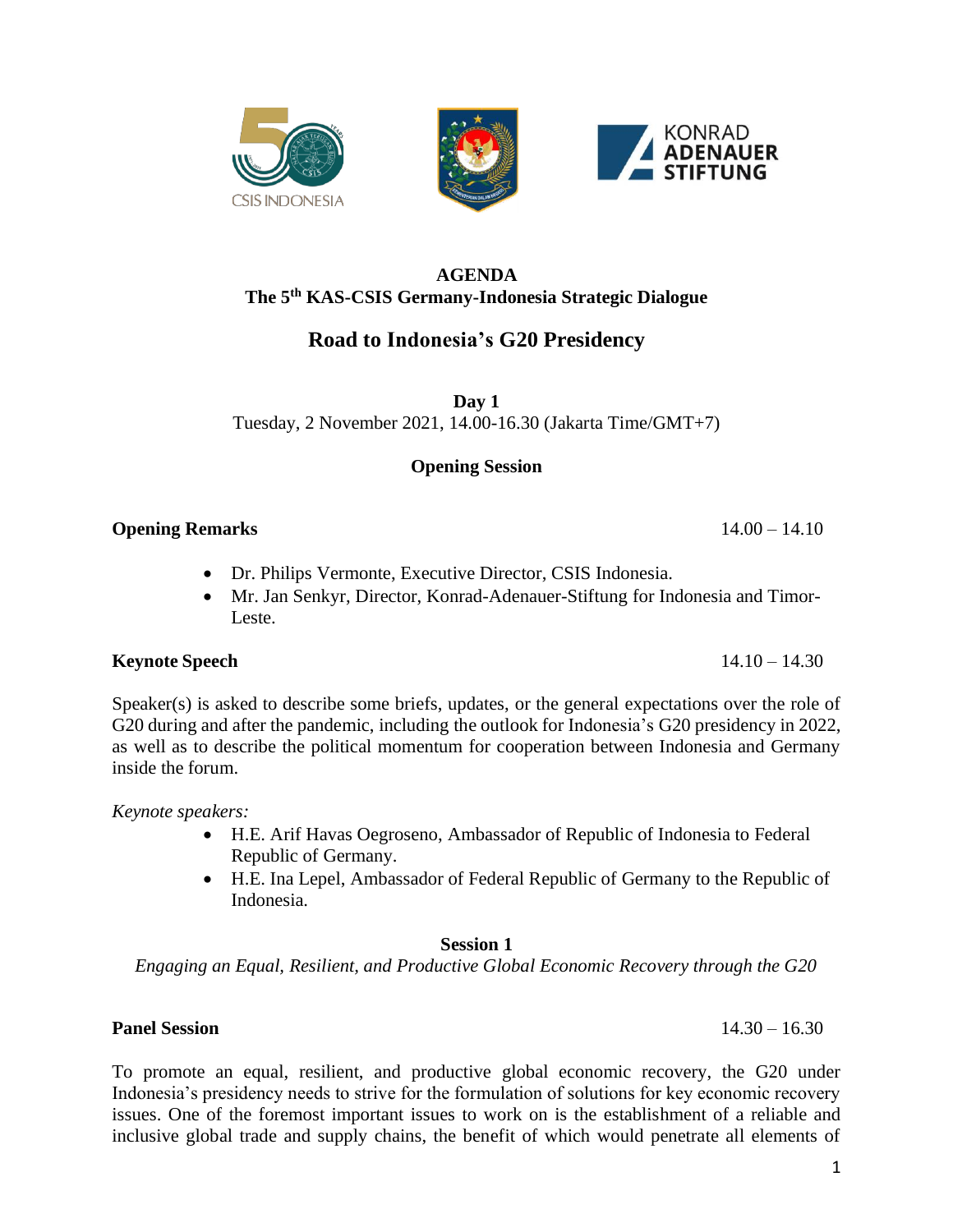# AGENDA

## The 5th KAS-CSIS Germany-Indonesia Strategic Dialogue

## Road to Indonesia's G20 Presidency

**Day 1**

Tuesday, 2 November 2021, 14.00-16.30 (Jakarta Time/GMT+7)

### Opening Session

**Opening Remarks** 14.00 – 14.10

- Dr. Philips Vermonte, Executive Director, CSIS Indonesia.
- Mr. Jan Senkyr, Director, Konrad-Adenauer-Stiftung for Indonesia and Timor-Leste.

**Keynote Speech** 14.10 – 14.30

Speaker(s) is asked to describe some briefs, updates, or the general expectations over the role of G20 during and after the pandemic, including the outlook for Indonesia's G20 presidency in 2022, as well as to describe the political momentum for cooperation between Indonesia and Germany inside the forum.

*Keynote speakers:*

- H.E. Arif Havas Oegroseno, Ambassador of Republic of Indonesia to Federal Republic of Germany.
- H.E. Ina Lepel, Ambassador of Federal Republic of Germany to the Republic of Indonesia.

### Session 1

*Engaging an Equal, Resilient, and Productive Global Economic Recovery through the G20*

**Panel Session** 14.30 – 16.30

To promote an equal, resilient, and productive global economic recovery, the G20 under Indonesia's presidency needs to strive for the formulation of solutions for key economic recovery issues. One of the foremost important issues to work on is the establishment of a reliable and inclusive global trade and supply chains, the benefit of which would penetrate all elements of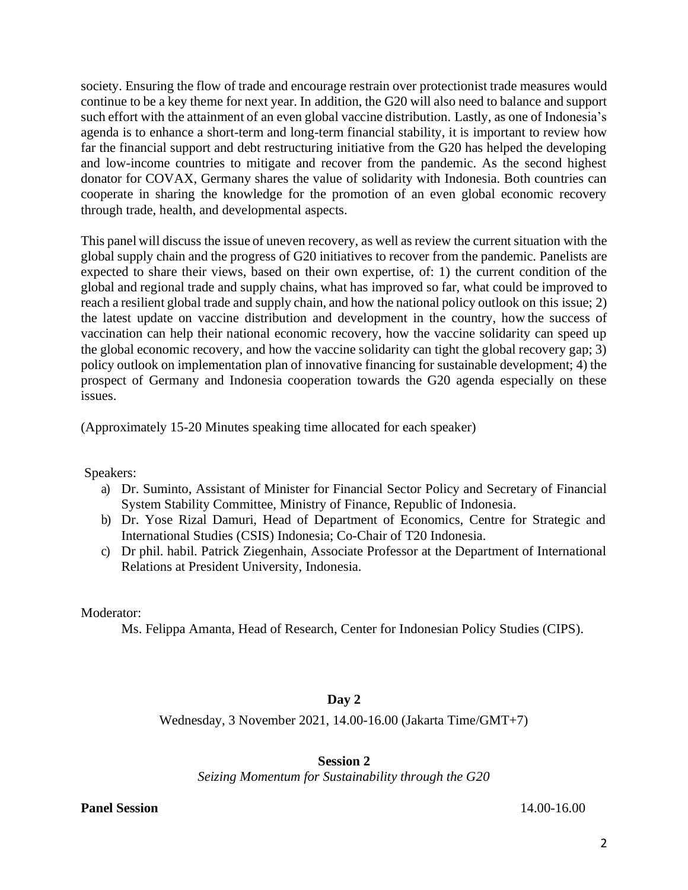society. Ensuring the flow of trade and encourage restrain over protectionist trade measures would continue to be a key theme for next year. In addition, the G20 will also need to balance and support such effort with the attainment of an even global vaccine distribution. Lastly, as one of Indonesia's agenda is to enhance a short-term and long-term financial stability, it is important to review how far the financial support and debt restructuring initiative from the G20 has helped the developing and low-income countries to mitigate and recover from the pandemic. As the second highest donator for COVAX, Germany shares the value of solidarity with Indonesia. Both countries can cooperate in sharing the knowledge for the promotion of an even global economic recovery through trade, health, and developmental aspects.

This panel will discuss the issue of uneven recovery, as well as review the current situation with the global supply chain and the progress of G20 initiatives to recover from the pandemic. Panelists are expected to share their views, based on their own expertise, of: 1) the current condition of the global and regional trade and supply chains, what has improved so far, what could be improved to reach a resilient global trade and supply chain, and how the national policy outlook on this issue; 2) the latest update on vaccine distribution and development in the country, how the success of vaccination can help their national economic recovery, how the vaccine solidarity can speed up the global economic recovery, and how the vaccine solidarity can tight the global recovery gap; 3) policy outlook on implementation plan of innovative financing for sustainable development; 4) the prospect of Germany and Indonesia cooperation towards the G20 agenda especially on these issues.

(Approximately 15-20 Minutes speaking time allocated for each speaker)

Speakers:

a) Dr. Suminto, Assistant of Minister for Financial Sector Policy and Secretary of Financial System Stability Committee, Ministry of Finance, Republic of Indonesia.
b) Dr. Yose Rizal Damuri, Head of Department of Economics, Centre for Strategic and International Studies (CSIS) Indonesia; Co-Chair of T20 Indonesia.
c) Dr phil. habil. Patrick Ziegenhain, Associate Professor at the Department of International Relations at President University, Indonesia.

Moderator:

Ms. Felippa Amanta, Head of Research, Center for Indonesian Policy Studies (CIPS).

**Day 2**

Wednesday, 3 November 2021, 14.00-16.00 (Jakarta Time/GMT+7)

**Session 2**

*Seizing Momentum for Sustainability through the G20*

**Panel Session** 14.00-16.00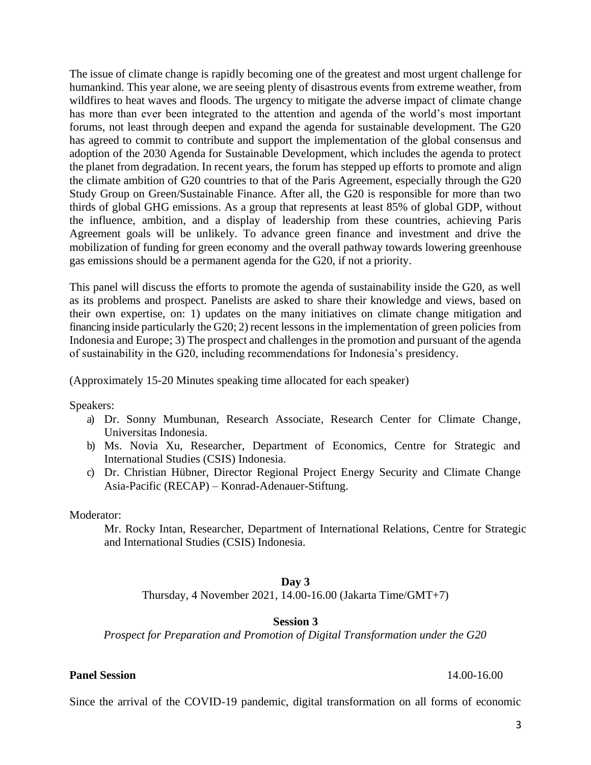The issue of climate change is rapidly becoming one of the greatest and most urgent challenge for humankind. This year alone, we are seeing plenty of disastrous events from extreme weather, from wildfires to heat waves and floods. The urgency to mitigate the adverse impact of climate change has more than ever been integrated to the attention and agenda of the world's most important forums, not least through deepen and expand the agenda for sustainable development. The G20 has agreed to commit to contribute and support the implementation of the global consensus and adoption of the 2030 Agenda for Sustainable Development, which includes the agenda to protect the planet from degradation. In recent years, the forum has stepped up efforts to promote and align the climate ambition of G20 countries to that of the Paris Agreement, especially through the G20 Study Group on Green/Sustainable Finance. After all, the G20 is responsible for more than two thirds of global GHG emissions. As a group that represents at least 85% of global GDP, without the influence, ambition, and a display of leadership from these countries, achieving Paris Agreement goals will be unlikely. To advance green finance and investment and drive the mobilization of funding for green economy and the overall pathway towards lowering greenhouse gas emissions should be a permanent agenda for the G20, if not a priority.

This panel will discuss the efforts to promote the agenda of sustainability inside the G20, as well as its problems and prospect. Panelists are asked to share their knowledge and views, based on their own expertise, on: 1) updates on the many initiatives on climate change mitigation and financing inside particularly the G20; 2) recent lessons in the implementation of green policies from Indonesia and Europe; 3) The prospect and challenges in the promotion and pursuant of the agenda of sustainability in the G20, including recommendations for Indonesia's presidency.

(Approximately 15-20 Minutes speaking time allocated for each speaker)

Speakers:

a) Dr. Sonny Mumbunan, Research Associate, Research Center for Climate Change, Universitas Indonesia.
b) Ms. Novia Xu, Researcher, Department of Economics, Centre for Strategic and International Studies (CSIS) Indonesia.
c) Dr. Christian Hübner, Director Regional Project Energy Security and Climate Change Asia-Pacific (RECAP) – Konrad-Adenauer-Stiftung.

Moderator:

Mr. Rocky Intan, Researcher, Department of International Relations, Centre for Strategic and International Studies (CSIS) Indonesia.

**Day 3**

Thursday, 4 November 2021, 14.00-16.00 (Jakarta Time/GMT+7)

**Session 3**

*Prospect for Preparation and Promotion of Digital Transformation under the G20*

**Panel Session** 14.00-16.00

Since the arrival of the COVID-19 pandemic, digital transformation on all forms of economic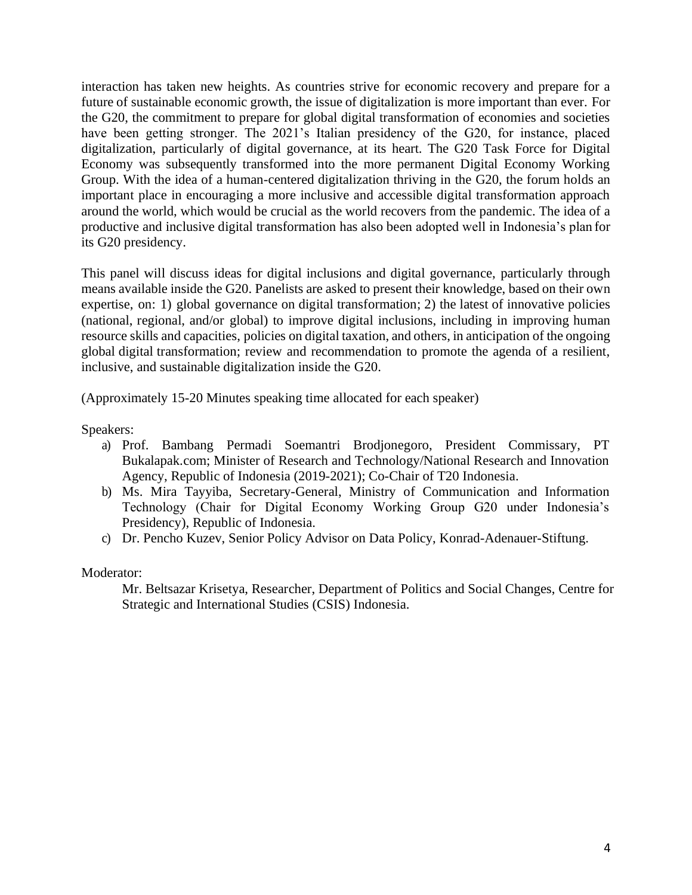interaction has taken new heights. As countries strive for economic recovery and prepare for a future of sustainable economic growth, the issue of digitalization is more important than ever. For the G20, the commitment to prepare for global digital transformation of economies and societies have been getting stronger. The 2021's Italian presidency of the G20, for instance, placed digitalization, particularly of digital governance, at its heart. The G20 Task Force for Digital Economy was subsequently transformed into the more permanent Digital Economy Working Group. With the idea of a human-centered digitalization thriving in the G20, the forum holds an important place in encouraging a more inclusive and accessible digital transformation approach around the world, which would be crucial as the world recovers from the pandemic. The idea of a productive and inclusive digital transformation has also been adopted well in Indonesia's plan for its G20 presidency.

This panel will discuss ideas for digital inclusions and digital governance, particularly through means available inside the G20. Panelists are asked to present their knowledge, based on their own expertise, on: 1) global governance on digital transformation; 2) the latest of innovative policies (national, regional, and/or global) to improve digital inclusions, including in improving human resource skills and capacities, policies on digital taxation, and others, in anticipation of the ongoing global digital transformation; review and recommendation to promote the agenda of a resilient, inclusive, and sustainable digitalization inside the G20.

(Approximately 15-20 Minutes speaking time allocated for each speaker)

Speakers:

a) Prof. Bambang Permadi Soemantri Brodjonegoro, President Commissary, PT Bukalapak.com; Minister of Research and Technology/National Research and Innovation Agency, Republic of Indonesia (2019-2021); Co-Chair of T20 Indonesia.
b) Ms. Mira Tayyiba, Secretary-General, Ministry of Communication and Information Technology (Chair for Digital Economy Working Group G20 under Indonesia's Presidency), Republic of Indonesia.
c) Dr. Pencho Kuzev, Senior Policy Advisor on Data Policy, Konrad-Adenauer-Stiftung.

Moderator:

Mr. Beltsazar Krisetya, Researcher, Department of Politics and Social Changes, Centre for Strategic and International Studies (CSIS) Indonesia.